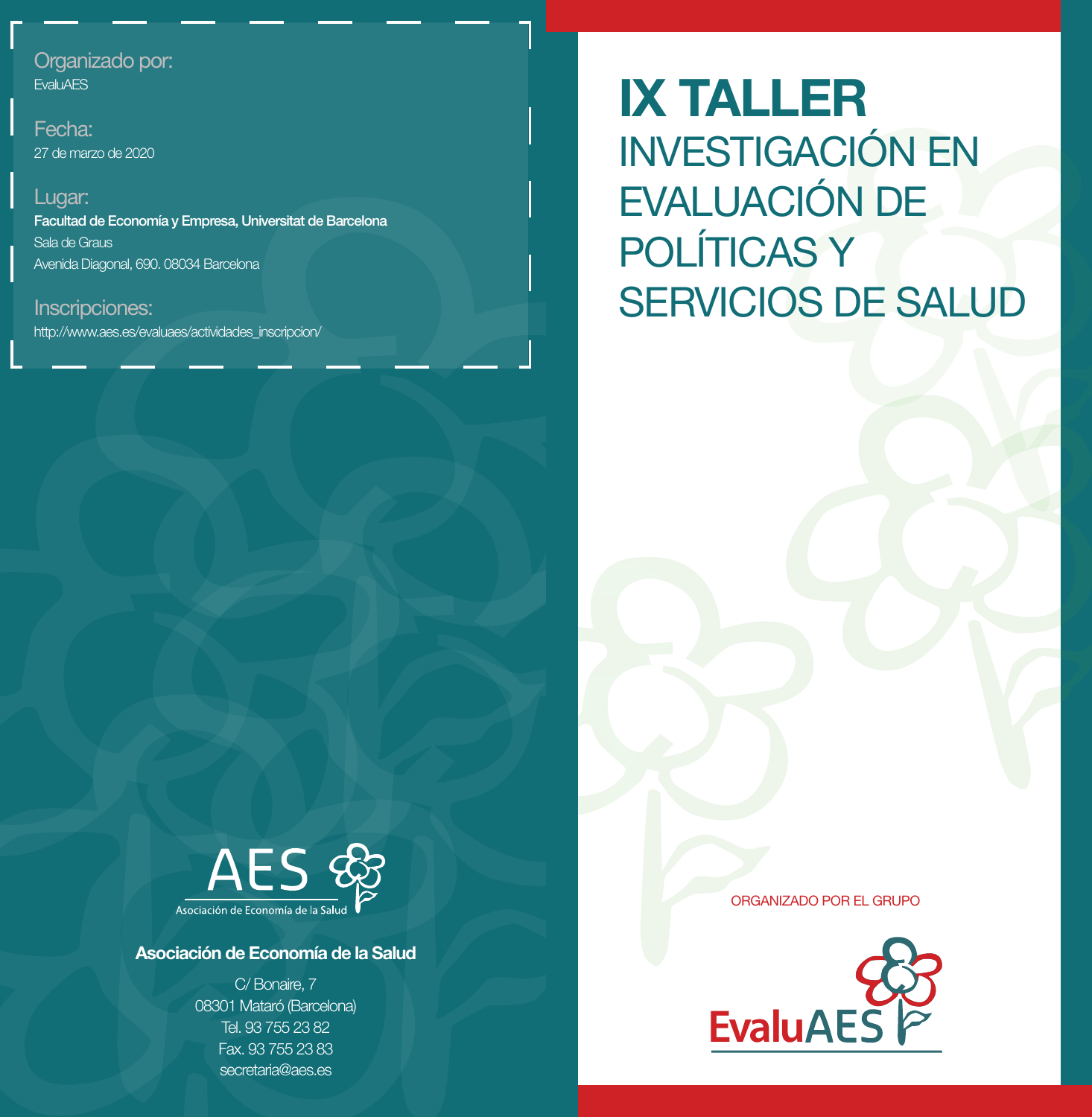# IX TALLER

## INVESTIGACIÓN EN EVALUACIÓN DE POLÍTICAS Y SERVICIOS DE SALUD

ORGANIZADO POR EL GRUPO

EvaluAES

---

**Organizado por:**
EvaluAES

**Fecha:**
27 de marzo de 2020

**Lugar:**
**Facultad de Economía y Empresa, Universitat de Barcelona**
Sala de Graus
Avenida Diagonal, 690. 08034 Barcelona

**Inscripciones:**
http://www.aes.es/evaluaes/actividades_inscripcion/

---

AES
Asociación de Economía de la Salud

**Asociación de Economía de la Salud**

C/ Bonaire, 7
08301 Mataró (Barcelona)
Tel. 93 755 23 82
Fax. 93 755 23 83
secretaria@aes.es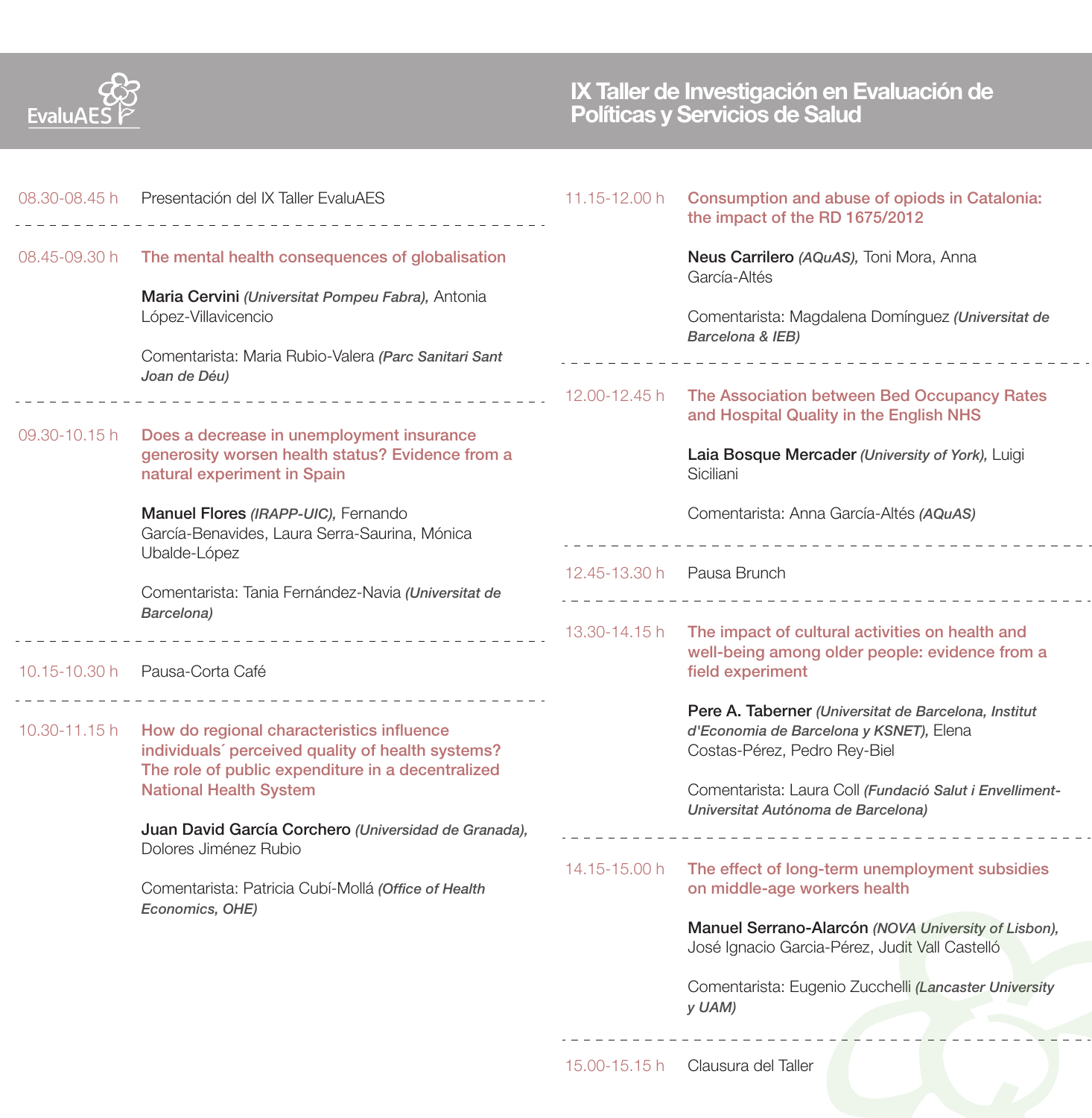# IX Taller de Investigación en Evaluación de Políticas y Servicios de Salud

**08.30-08.45 h** Presentación del IX Taller EvaluAES

---

**08.45-09.30 h** **The mental health consequences of globalisation**

**Maria Cervini** ***(Universitat Pompeu Fabra),*** Antonia López-Villavicencio

Comentarista: Maria Rubio-Valera ***(Parc Sanitari Sant Joan de Déu)***

---

**09.30-10.15 h** **Does a decrease in unemployment insurance generosity worsen health status? Evidence from a natural experiment in Spain**

**Manuel Flores** ***(IRAPP-UIC),*** Fernando García-Benavides, Laura Serra-Saurina, Mónica Ubalde-López

Comentarista: Tania Fernández-Navia ***(Universitat de Barcelona)***

---

**10.15-10.30 h** Pausa-Corta Café

---

**10.30-11.15 h** **How do regional characteristics influence individuals´ perceived quality of health systems? The role of public expenditure in a decentralized National Health System**

**Juan David García Corchero** ***(Universidad de Granada),*** Dolores Jiménez Rubio

Comentarista: Patricia Cubí-Mollá ***(Office of Health Economics, OHE)***

---

**11.15-12.00 h** **Consumption and abuse of opiods in Catalonia: the impact of the RD 1675/2012**

**Neus Carrilero** ***(AQuAS),*** Toni Mora, Anna García-Altés

Comentarista: Magdalena Domínguez ***(Universitat de Barcelona & IEB)***

---

**12.00-12.45 h** **The Association between Bed Occupancy Rates and Hospital Quality in the English NHS**

**Laia Bosque Mercader** ***(University of York),*** Luigi Siciliani

Comentarista: Anna García-Altés ***(AQuAS)***

---

**12.45-13.30 h** Pausa Brunch

---

**13.30-14.15 h** **The impact of cultural activities on health and well-being among older people: evidence from a field experiment**

**Pere A. Taberner** ***(Universitat de Barcelona, Institut d'Economia de Barcelona y KSNET),*** Elena Costas-Pérez, Pedro Rey-Biel

Comentarista: Laura Coll ***(Fundació Salut i Envelliment-Universitat Autónoma de Barcelona)***

---

**14.15-15.00 h** **The effect of long-term unemployment subsidies on middle-age workers health**

**Manuel Serrano-Alarcón** ***(NOVA University of Lisbon),*** José Ignacio Garcia-Pérez, Judit Vall Castelló

Comentarista: Eugenio Zucchelli ***(Lancaster University y UAM)***

---

**15.00-15.15 h** Clausura del Taller